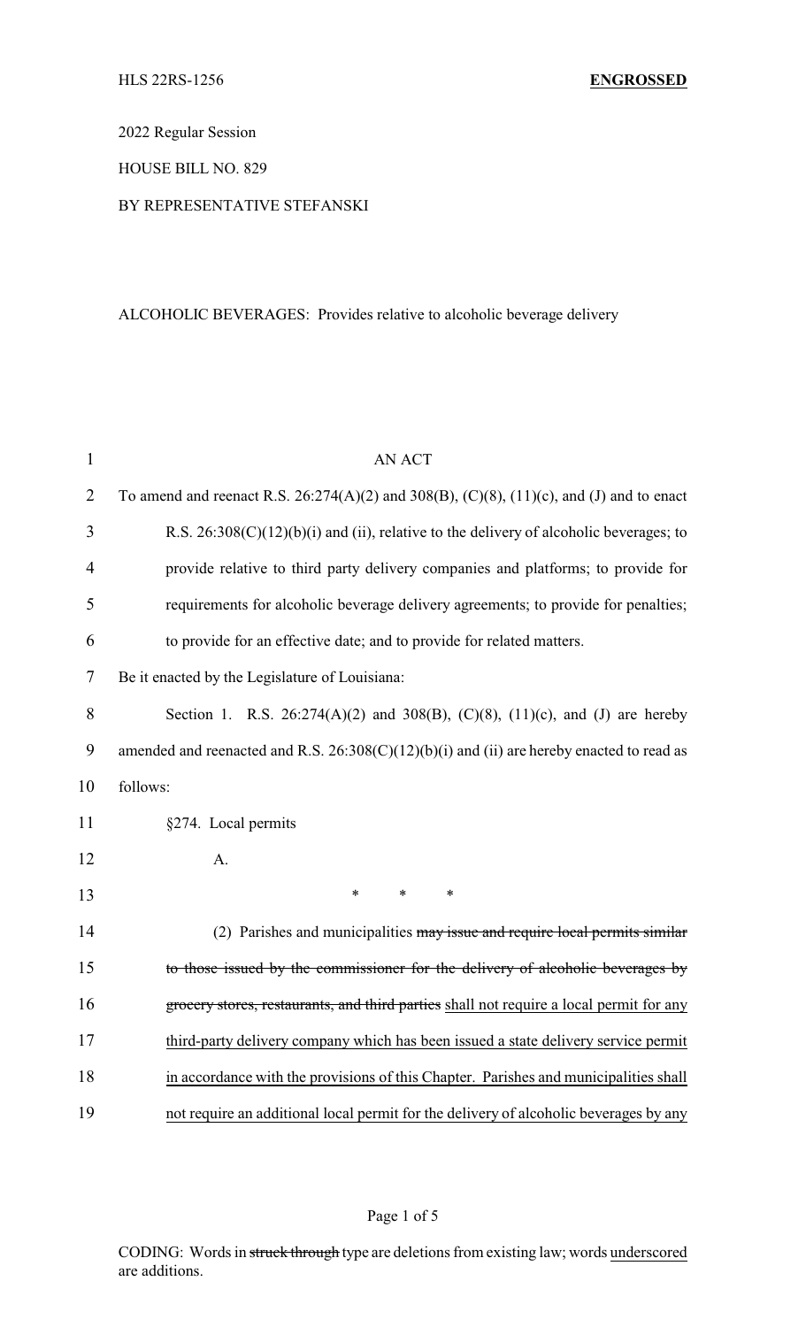HLS 22RS-1256 **ENGROSSED**

2022 Regular Session

HOUSE BILL NO. 829

BY REPRESENTATIVE STEFANSKI

ALCOHOLIC BEVERAGES: Provides relative to alcoholic beverage delivery

AN ACT

To amend and reenact R.S. 26:274(A)(2) and 308(B), (C)(8), (11)(c), and (J) and to enact R.S. 26:308(C)(12)(b)(i) and (ii), relative to the delivery of alcoholic beverages; to provide relative to third party delivery companies and platforms; to provide for requirements for alcoholic beverage delivery agreements; to provide for penalties; to provide for an effective date; and to provide for related matters.

Be it enacted by the Legislature of Louisiana:

Section 1. R.S. 26:274(A)(2) and 308(B), (C)(8), (11)(c), and (J) are hereby amended and reenacted and R.S. 26:308(C)(12)(b)(i) and (ii) are hereby enacted to read as follows:

§274. Local permits

A.

\* \* \*

(2) Parishes and municipalities ~~may issue and require local permits similar to those issued by the commissioner for the delivery of alcoholic beverages by grocery stores, restaurants, and third parties~~ <u>shall not require a local permit for any third-party delivery company which has been issued a state delivery service permit in accordance with the provisions of this Chapter. Parishes and municipalities shall not require an additional local permit for the delivery of alcoholic beverages by any</u>

CODING: Words in ~~struck through~~ type are deletions from existing law; words <u>underscored</u> are additions.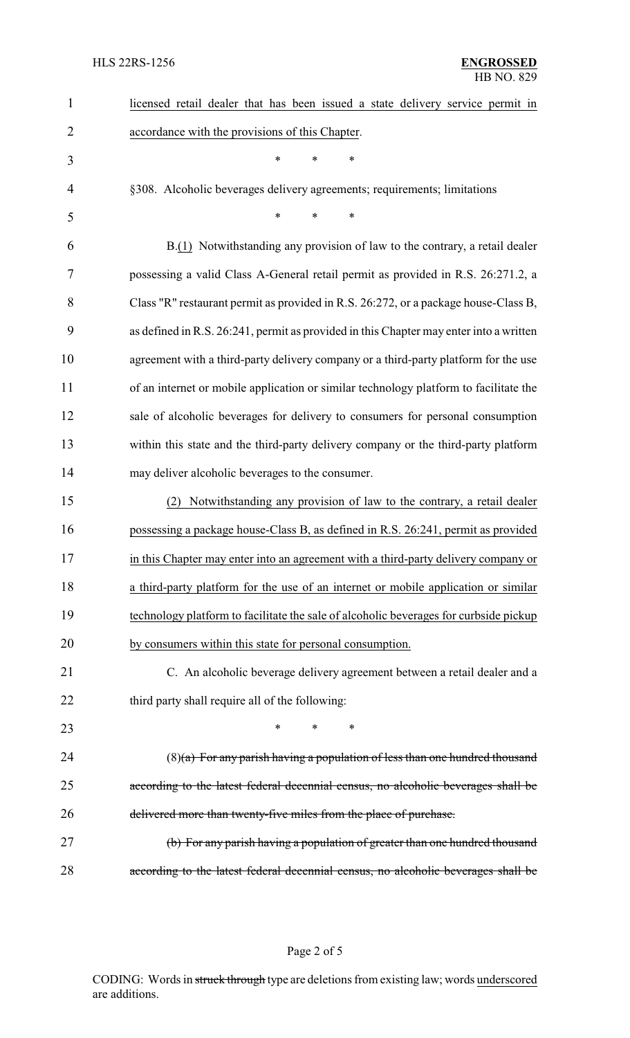licensed retail dealer that has been issued a state delivery service permit in accordance with the provisions of this Chapter.

\* \* \*

§308. Alcoholic beverages delivery agreements; requirements; limitations

\* \* \*

B.(1) Notwithstanding any provision of law to the contrary, a retail dealer possessing a valid Class A-General retail permit as provided in R.S. 26:271.2, a Class "R" restaurant permit as provided in R.S. 26:272, or a package house-Class B, as defined in R.S. 26:241, permit as provided in this Chapter may enter into a written agreement with a third-party delivery company or a third-party platform for the use of an internet or mobile application or similar technology platform to facilitate the sale of alcoholic beverages for delivery to consumers for personal consumption within this state and the third-party delivery company or the third-party platform may deliver alcoholic beverages to the consumer.

(2) Notwithstanding any provision of law to the contrary, a retail dealer possessing a package house-Class B, as defined in R.S. 26:241, permit as provided in this Chapter may enter into an agreement with a third-party delivery company or a third-party platform for the use of an internet or mobile application or similar technology platform to facilitate the sale of alcoholic beverages for curbside pickup by consumers within this state for personal consumption.

C. An alcoholic beverage delivery agreement between a retail dealer and a third party shall require all of the following:

\* \* \*

(8)~~(a) For any parish having a population of less than one hundred thousand according to the latest federal decennial census, no alcoholic beverages shall be delivered more than twenty-five miles from the place of purchase.~~

~~(b) For any parish having a population of greater than one hundred thousand according to the latest federal decennial census, no alcoholic beverages shall be~~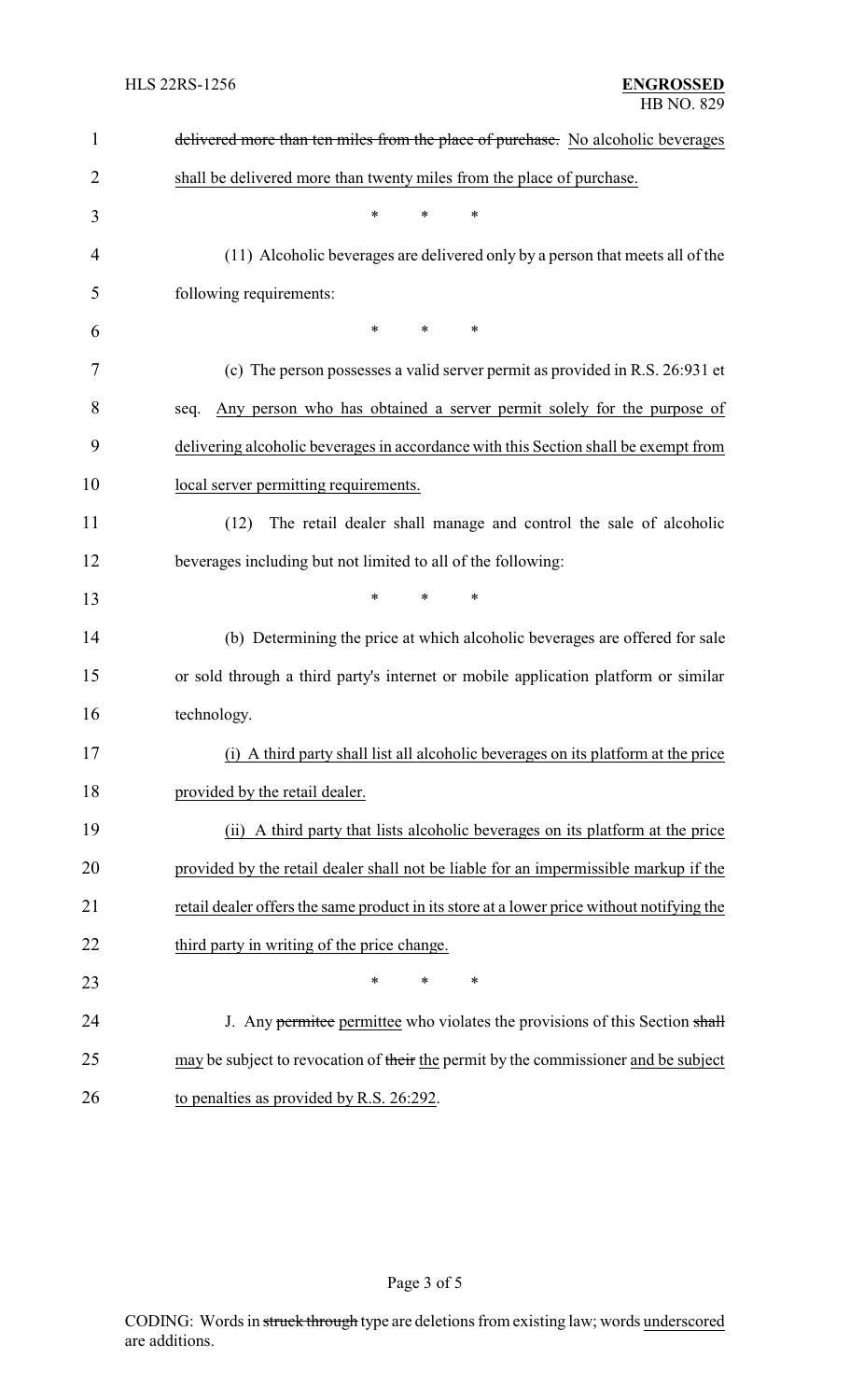~~delivered more than ten miles from the place of purchase.~~ No alcoholic beverages shall be delivered more than twenty miles from the place of purchase.

\* \* \*

(11) Alcoholic beverages are delivered only by a person that meets all of the following requirements:

\* \* \*

(c) The person possesses a valid server permit as provided in R.S. 26:931 et seq. Any person who has obtained a server permit solely for the purpose of delivering alcoholic beverages in accordance with this Section shall be exempt from local server permitting requirements.

(12) The retail dealer shall manage and control the sale of alcoholic beverages including but not limited to all of the following:

\* \* \*

(b) Determining the price at which alcoholic beverages are offered for sale or sold through a third party's internet or mobile application platform or similar technology.

(i) A third party shall list all alcoholic beverages on its platform at the price provided by the retail dealer.

(ii) A third party that lists alcoholic beverages on its platform at the price provided by the retail dealer shall not be liable for an impermissible markup if the retail dealer offers the same product in its store at a lower price without notifying the third party in writing of the price change.

\* \* \*

J. Any ~~permitee~~ permittee who violates the provisions of this Section ~~shall~~ may be subject to revocation of ~~their~~ the permit by the commissioner and be subject to penalties as provided by R.S. 26:292.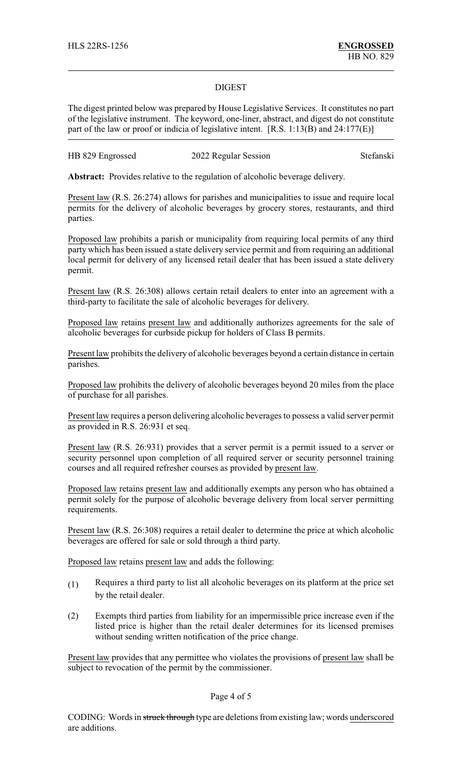HLS 22RS-1256 **ENGROSSED**
HB NO. 829

## DIGEST

The digest printed below was prepared by House Legislative Services. It constitutes no part of the legislative instrument. The keyword, one-liner, abstract, and digest do not constitute part of the law or proof or indicia of legislative intent. [R.S. 1:13(B) and 24:177(E)]

HB 829 Engrossed 2022 Regular Session Stefanski

**Abstract:** Provides relative to the regulation of alcoholic beverage delivery.

Present law (R.S. 26:274) allows for parishes and municipalities to issue and require local permits for the delivery of alcoholic beverages by grocery stores, restaurants, and third parties.

Proposed law prohibits a parish or municipality from requiring local permits of any third party which has been issued a state delivery service permit and from requiring an additional local permit for delivery of any licensed retail dealer that has been issued a state delivery permit.

Present law (R.S. 26:308) allows certain retail dealers to enter into an agreement with a third-party to facilitate the sale of alcoholic beverages for delivery.

Proposed law retains present law and additionally authorizes agreements for the sale of alcoholic beverages for curbside pickup for holders of Class B permits.

Present law prohibits the delivery of alcoholic beverages beyond a certain distance in certain parishes.

Proposed law prohibits the delivery of alcoholic beverages beyond 20 miles from the place of purchase for all parishes.

Present law requires a person delivering alcoholic beverages to possess a valid server permit as provided in R.S. 26:931 et seq.

Present law (R.S. 26:931) provides that a server permit is a permit issued to a server or security personnel upon completion of all required server or security personnel training courses and all required refresher courses as provided by present law.

Proposed law retains present law and additionally exempts any person who has obtained a permit solely for the purpose of alcoholic beverage delivery from local server permitting requirements.

Present law (R.S. 26:308) requires a retail dealer to determine the price at which alcoholic beverages are offered for sale or sold through a third party.

Proposed law retains present law and adds the following:

(1) Requires a third party to list all alcoholic beverages on its platform at the price set by the retail dealer.

(2) Exempts third parties from liability for an impermissible price increase even if the listed price is higher than the retail dealer determines for its licensed premises without sending written notification of the price change.

Present law provides that any permittee who violates the provisions of present law shall be subject to revocation of the permit by the commissioner.

CODING: Words in ~~struck through~~ type are deletions from existing law; words underscored are additions.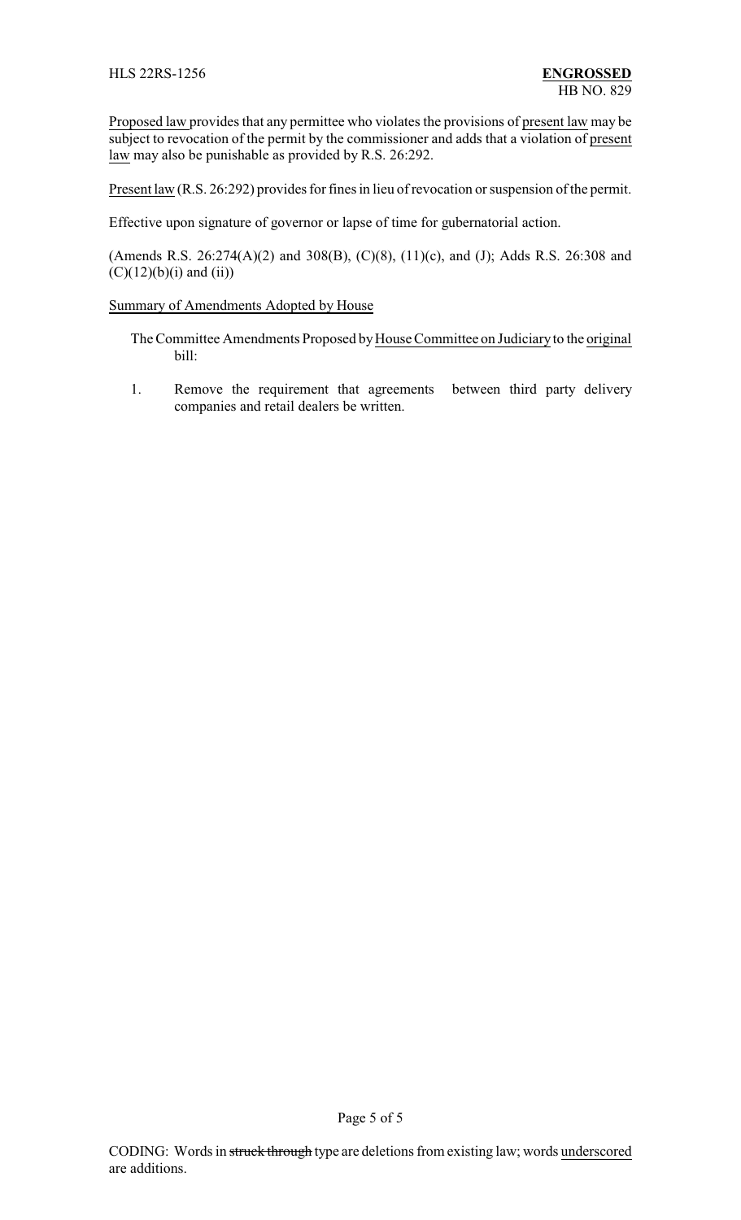Proposed law provides that any permittee who violates the provisions of present law may be subject to revocation of the permit by the commissioner and adds that a violation of present law may also be punishable as provided by R.S. 26:292.

Present law (R.S. 26:292) provides for fines in lieu of revocation or suspension of the permit.

Effective upon signature of governor or lapse of time for gubernatorial action.

(Amends R.S. 26:274(A)(2) and 308(B), (C)(8), (11)(c), and (J); Adds R.S. 26:308 and (C)(12)(b)(i) and (ii))

Summary of Amendments Adopted by House

The Committee Amendments Proposed by House Committee on Judiciary to the original bill:

1. Remove the requirement that agreements between third party delivery companies and retail dealers be written.

CODING: Words in ~~struck through~~ type are deletions from existing law; words underscored are additions.